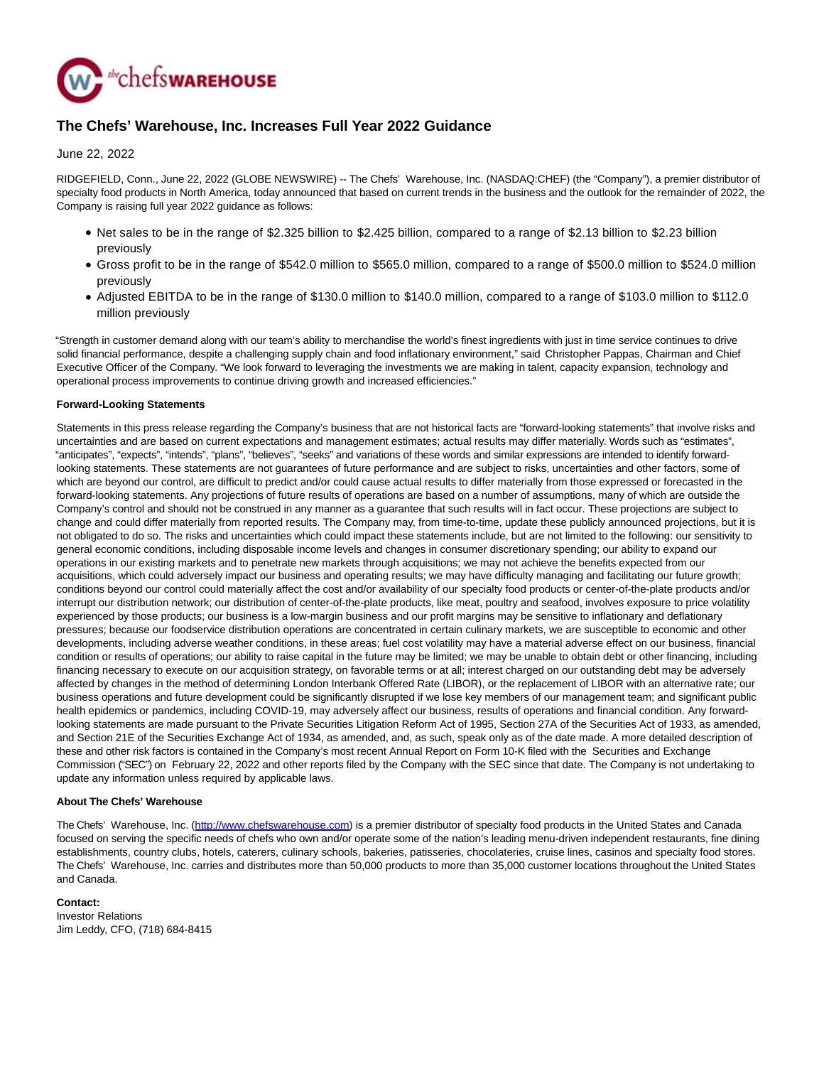# The Chefs' Warehouse, Inc. Increases Full Year 2022 Guidance

June 22, 2022

RIDGEFIELD, Conn., June 22, 2022 (GLOBE NEWSWIRE) -- The Chefs' Warehouse, Inc. (NASDAQ:CHEF) (the "Company"), a premier distributor of specialty food products in North America, today announced that based on current trends in the business and the outlook for the remainder of 2022, the Company is raising full year 2022 guidance as follows:

- Net sales to be in the range of $2.325 billion to $2.425 billion, compared to a range of $2.13 billion to $2.23 billion previously
- Gross profit to be in the range of $542.0 million to $565.0 million, compared to a range of $500.0 million to $524.0 million previously
- Adjusted EBITDA to be in the range of $130.0 million to $140.0 million, compared to a range of $103.0 million to $112.0 million previously

"Strength in customer demand along with our team's ability to merchandise the world's finest ingredients with just in time service continues to drive solid financial performance, despite a challenging supply chain and food inflationary environment," said Christopher Pappas, Chairman and Chief Executive Officer of the Company. "We look forward to leveraging the investments we are making in talent, capacity expansion, technology and operational process improvements to continue driving growth and increased efficiencies."

**Forward-Looking Statements**

Statements in this press release regarding the Company's business that are not historical facts are "forward-looking statements" that involve risks and uncertainties and are based on current expectations and management estimates; actual results may differ materially. Words such as "estimates", "anticipates", "expects", "intends", "plans", "believes", "seeks" and variations of these words and similar expressions are intended to identify forward-looking statements. These statements are not guarantees of future performance and are subject to risks, uncertainties and other factors, some of which are beyond our control, are difficult to predict and/or could cause actual results to differ materially from those expressed or forecasted in the forward-looking statements. Any projections of future results of operations are based on a number of assumptions, many of which are outside the Company's control and should not be construed in any manner as a guarantee that such results will in fact occur. These projections are subject to change and could differ materially from reported results. The Company may, from time-to-time, update these publicly announced projections, but it is not obligated to do so. The risks and uncertainties which could impact these statements include, but are not limited to the following: our sensitivity to general economic conditions, including disposable income levels and changes in consumer discretionary spending; our ability to expand our operations in our existing markets and to penetrate new markets through acquisitions; we may not achieve the benefits expected from our acquisitions, which could adversely impact our business and operating results; we may have difficulty managing and facilitating our future growth; conditions beyond our control could materially affect the cost and/or availability of our specialty food products or center-of-the-plate products and/or interrupt our distribution network; our distribution of center-of-the-plate products, like meat, poultry and seafood, involves exposure to price volatility experienced by those products; our business is a low-margin business and our profit margins may be sensitive to inflationary and deflationary pressures; because our foodservice distribution operations are concentrated in certain culinary markets, we are susceptible to economic and other developments, including adverse weather conditions, in these areas; fuel cost volatility may have a material adverse effect on our business, financial condition or results of operations; our ability to raise capital in the future may be limited; we may be unable to obtain debt or other financing, including financing necessary to execute on our acquisition strategy, on favorable terms or at all; interest charged on our outstanding debt may be adversely affected by changes in the method of determining London Interbank Offered Rate (LIBOR), or the replacement of LIBOR with an alternative rate; our business operations and future development could be significantly disrupted if we lose key members of our management team; and significant public health epidemics or pandemics, including COVID-19, may adversely affect our business, results of operations and financial condition. Any forward-looking statements are made pursuant to the Private Securities Litigation Reform Act of 1995, Section 27A of the Securities Act of 1933, as amended, and Section 21E of the Securities Exchange Act of 1934, as amended, and, as such, speak only as of the date made. A more detailed description of these and other risk factors is contained in the Company's most recent Annual Report on Form 10-K filed with the Securities and Exchange Commission ("SEC") on February 22, 2022 and other reports filed by the Company with the SEC since that date. The Company is not undertaking to update any information unless required by applicable laws.

**About The Chefs' Warehouse**

The Chefs' Warehouse, Inc. (http://www.chefswarehouse.com) is a premier distributor of specialty food products in the United States and Canada focused on serving the specific needs of chefs who own and/or operate some of the nation's leading menu-driven independent restaurants, fine dining establishments, country clubs, hotels, caterers, culinary schools, bakeries, patisseries, chocolateries, cruise lines, casinos and specialty food stores. The Chefs' Warehouse, Inc. carries and distributes more than 50,000 products to more than 35,000 customer locations throughout the United States and Canada.

**Contact:**
Investor Relations
Jim Leddy, CFO, (718) 684-8415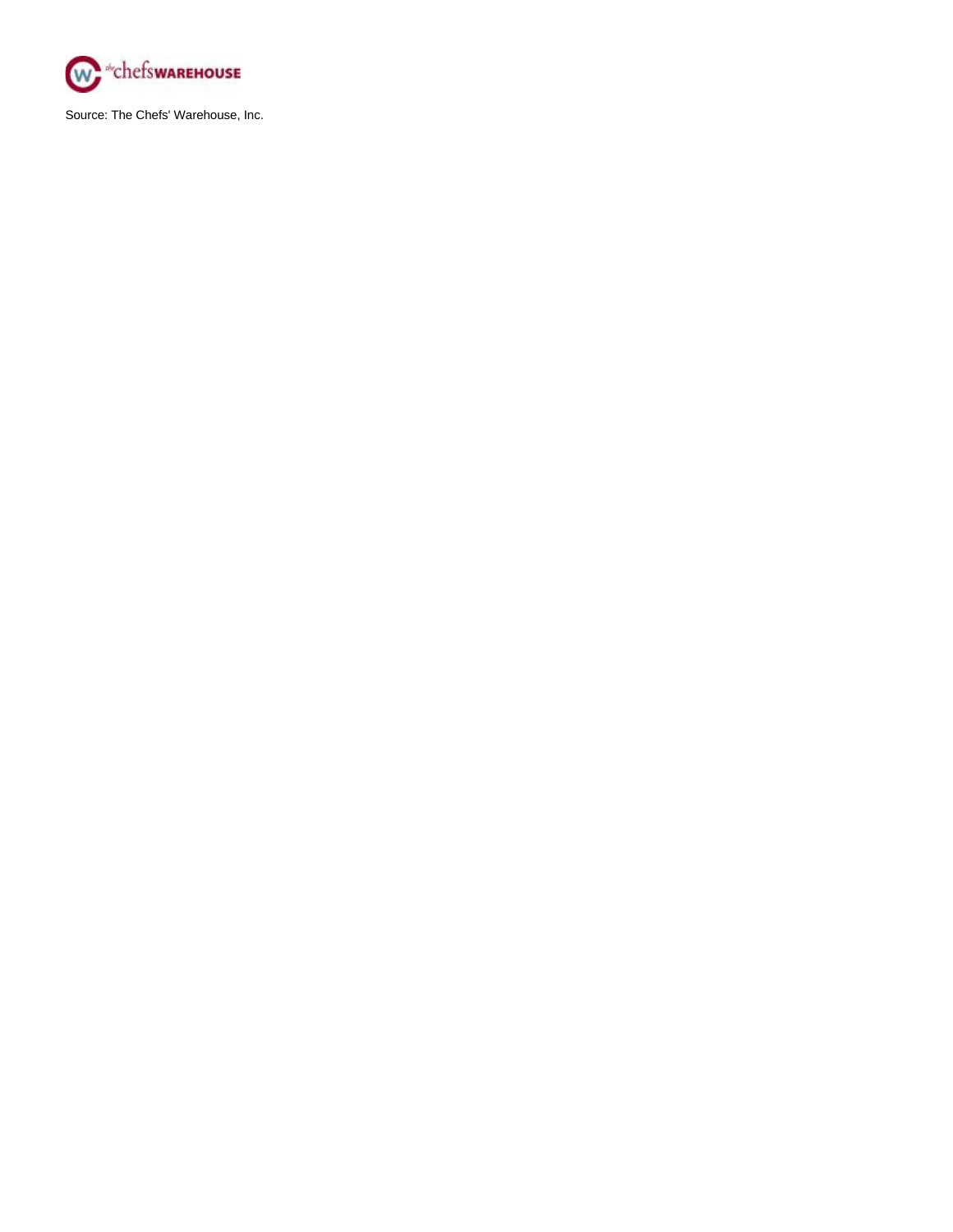Source: The Chefs' Warehouse, Inc.